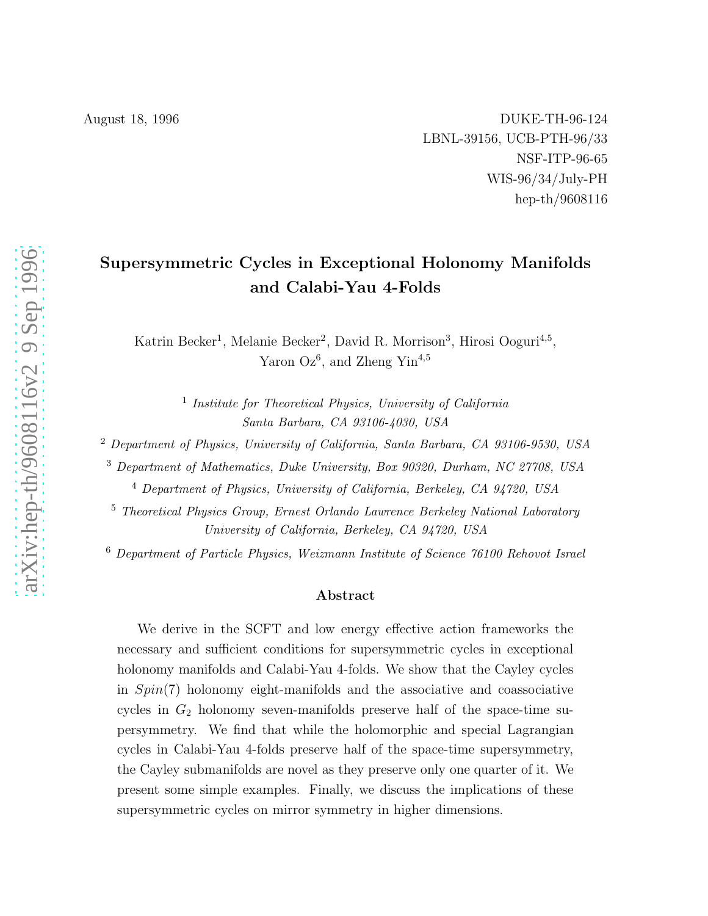August 18, 1996

DUKE-TH-96-124
LBNL-39156, UCB-PTH-96/33
NSF-ITP-96-65
WIS-96/34/July-PH
hep-th/9608116

# Supersymmetric Cycles in Exceptional Holonomy Manifolds and Calabi-Yau 4-Folds

Katrin Becker[1], Melanie Becker[2], David R. Morrison[3], Hirosi Ooguri[4,5], Yaron Oz[6], and Zheng Yin[4,5]

[1] *Institute for Theoretical Physics, University of California Santa Barbara, CA 93106-4030, USA*

[2] *Department of Physics, University of California, Santa Barbara, CA 93106-9530, USA*

[3] *Department of Mathematics, Duke University, Box 90320, Durham, NC 27708, USA*

[4] *Department of Physics, University of California, Berkeley, CA 94720, USA*

[5] *Theoretical Physics Group, Ernest Orlando Lawrence Berkeley National Laboratory University of California, Berkeley, CA 94720, USA*

[6] *Department of Particle Physics, Weizmann Institute of Science 76100 Rehovot Israel*

## Abstract

We derive in the SCFT and low energy effective action frameworks the necessary and sufficient conditions for supersymmetric cycles in exceptional holonomy manifolds and Calabi-Yau 4-folds. We show that the Cayley cycles in $Spin(7)$ holonomy eight-manifolds and the associative and coassociative cycles in $G_2$ holonomy seven-manifolds preserve half of the space-time supersymmetry. We find that while the holomorphic and special Lagrangian cycles in Calabi-Yau 4-folds preserve half of the space-time supersymmetry, the Cayley submanifolds are novel as they preserve only one quarter of it. We present some simple examples. Finally, we discuss the implications of these supersymmetric cycles on mirror symmetry in higher dimensions.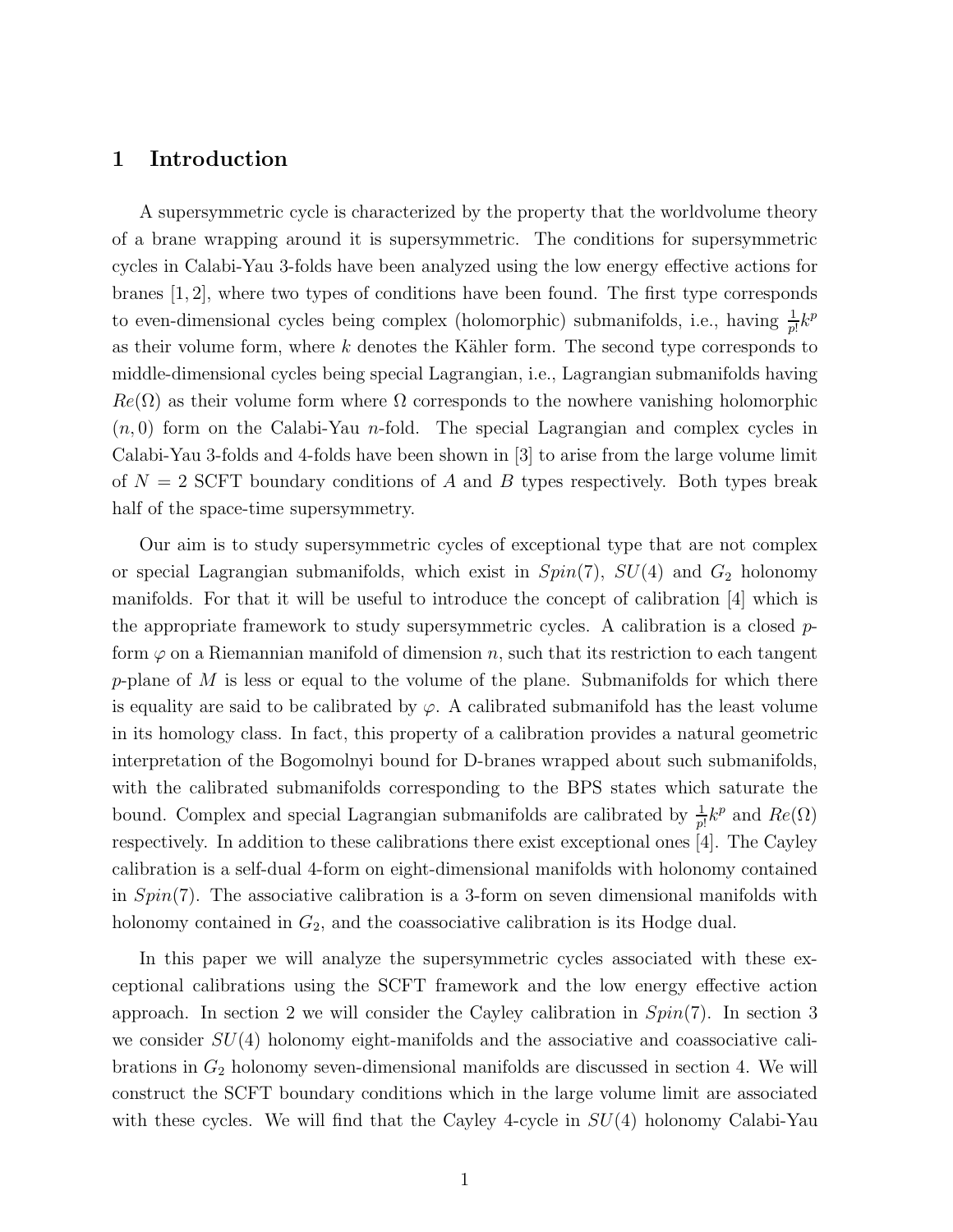# 1 Introduction

A supersymmetric cycle is characterized by the property that the worldvolume theory of a brane wrapping around it is supersymmetric. The conditions for supersymmetric cycles in Calabi-Yau 3-folds have been analyzed using the low energy effective actions for branes [1, 2], where two types of conditions have been found. The first type corresponds to even-dimensional cycles being complex (holomorphic) submanifolds, i.e., having $\frac{1}{p!}k^p$ as their volume form, where $k$ denotes the Kähler form. The second type corresponds to middle-dimensional cycles being special Lagrangian, i.e., Lagrangian submanifolds having $Re(\Omega)$ as their volume form where $\Omega$ corresponds to the nowhere vanishing holomorphic $(n, 0)$ form on the Calabi-Yau $n$-fold. The special Lagrangian and complex cycles in Calabi-Yau 3-folds and 4-folds have been shown in [3] to arise from the large volume limit of $N = 2$ SCFT boundary conditions of $A$ and $B$ types respectively. Both types break half of the space-time supersymmetry.

Our aim is to study supersymmetric cycles of exceptional type that are not complex or special Lagrangian submanifolds, which exist in $Spin(7)$, $SU(4)$ and $G_2$ holonomy manifolds. For that it will be useful to introduce the concept of calibration [4] which is the appropriate framework to study supersymmetric cycles. A calibration is a closed $p$-form $\varphi$ on a Riemannian manifold of dimension $n$, such that its restriction to each tangent $p$-plane of $M$ is less or equal to the volume of the plane. Submanifolds for which there is equality are said to be calibrated by $\varphi$. A calibrated submanifold has the least volume in its homology class. In fact, this property of a calibration provides a natural geometric interpretation of the Bogomolnyi bound for D-branes wrapped about such submanifolds, with the calibrated submanifolds corresponding to the BPS states which saturate the bound. Complex and special Lagrangian submanifolds are calibrated by $\frac{1}{p!}k^p$ and $Re(\Omega)$ respectively. In addition to these calibrations there exist exceptional ones [4]. The Cayley calibration is a self-dual 4-form on eight-dimensional manifolds with holonomy contained in $Spin(7)$. The associative calibration is a 3-form on seven dimensional manifolds with holonomy contained in $G_2$, and the coassociative calibration is its Hodge dual.

In this paper we will analyze the supersymmetric cycles associated with these exceptional calibrations using the SCFT framework and the low energy effective action approach. In section 2 we will consider the Cayley calibration in $Spin(7)$. In section 3 we consider $SU(4)$ holonomy eight-manifolds and the associative and coassociative calibrations in $G_2$ holonomy seven-dimensional manifolds are discussed in section 4. We will construct the SCFT boundary conditions which in the large volume limit are associated with these cycles. We will find that the Cayley 4-cycle in $SU(4)$ holonomy Calabi-Yau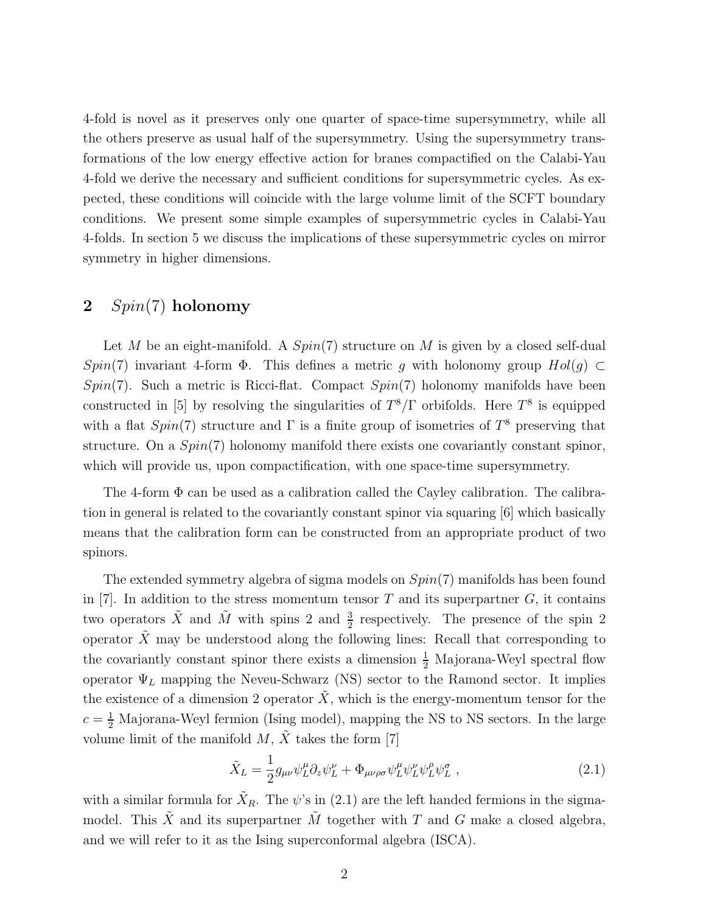4-fold is novel as it preserves only one quarter of space-time supersymmetry, while all the others preserve as usual half of the supersymmetry. Using the supersymmetry transformations of the low energy effective action for branes compactified on the Calabi-Yau 4-fold we derive the necessary and sufficient conditions for supersymmetric cycles. As expected, these conditions will coincide with the large volume limit of the SCFT boundary conditions. We present some simple examples of supersymmetric cycles in Calabi-Yau 4-folds. In section 5 we discuss the implications of these supersymmetric cycles on mirror symmetry in higher dimensions.

## 2 $Spin(7)$ holonomy

Let $M$ be an eight-manifold. A $Spin(7)$ structure on $M$ is given by a closed self-dual $Spin(7)$ invariant 4-form $\Phi$. This defines a metric $g$ with holonomy group $Hol(g) \subset Spin(7)$. Such a metric is Ricci-flat. Compact $Spin(7)$ holonomy manifolds have been constructed in [5] by resolving the singularities of $T^8/\Gamma$ orbifolds. Here $T^8$ is equipped with a flat $Spin(7)$ structure and $\Gamma$ is a finite group of isometries of $T^8$ preserving that structure. On a $Spin(7)$ holonomy manifold there exists one covariantly constant spinor, which will provide us, upon compactification, with one space-time supersymmetry.

The 4-form $\Phi$ can be used as a calibration called the Cayley calibration. The calibration in general is related to the covariantly constant spinor via squaring [6] which basically means that the calibration form can be constructed from an appropriate product of two spinors.

The extended symmetry algebra of sigma models on $Spin(7)$ manifolds has been found in [7]. In addition to the stress momentum tensor $T$ and its superpartner $G$, it contains two operators $\tilde{X}$ and $\tilde{M}$ with spins 2 and $\frac{3}{2}$ respectively. The presence of the spin 2 operator $\tilde{X}$ may be understood along the following lines: Recall that corresponding to the covariantly constant spinor there exists a dimension $\frac{1}{2}$ Majorana-Weyl spectral flow operator $\Psi_L$ mapping the Neveu-Schwarz (NS) sector to the Ramond sector. It implies the existence of a dimension 2 operator $\tilde{X}$, which is the energy-momentum tensor for the $c = \frac{1}{2}$ Majorana-Weyl fermion (Ising model), mapping the NS to NS sectors. In the large volume limit of the manifold $M$, $\tilde{X}$ takes the form [7]

$$\tilde{X}_L = \frac{1}{2} g_{\mu\nu} \psi_L^\mu \partial_z \psi_L^\nu + \Phi_{\mu\nu\rho\sigma} \psi_L^\mu \psi_L^\nu \psi_L^\rho \psi_L^\sigma \ , \tag{2.1}$$

with a similar formula for $\tilde{X}_R$. The $\psi$'s in (2.1) are the left handed fermions in the sigma-model. This $\tilde{X}$ and its superpartner $\tilde{M}$ together with $T$ and $G$ make a closed algebra, and we will refer to it as the Ising superconformal algebra (ISCA).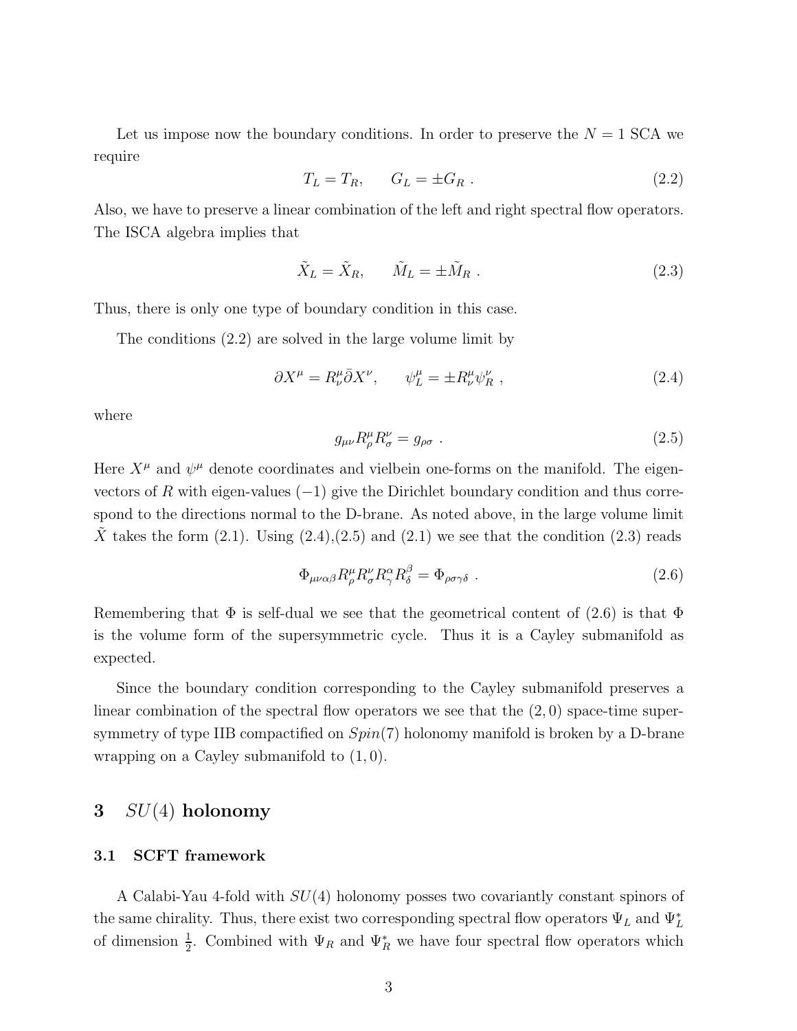Let us impose now the boundary conditions. In order to preserve the $N = 1$ SCA we require

$$T_L = T_R, \qquad G_L = \pm G_R \ . \tag{2.2}$$

Also, we have to preserve a linear combination of the left and right spectral flow operators. The ISCA algebra implies that

$$\tilde{X}_L = \tilde{X}_R, \qquad \tilde{M}_L = \pm \tilde{M}_R \ . \tag{2.3}$$

Thus, there is only one type of boundary condition in this case.

The conditions (2.2) are solved in the large volume limit by

$$\partial X^\mu = R^\mu_\nu \bar{\partial} X^\nu, \qquad \psi^\mu_L = \pm R^\mu_\nu \psi^\nu_R \ , \tag{2.4}$$

where

$$g_{\mu\nu} R^\mu_\rho R^\nu_\sigma = g_{\rho\sigma} \ . \tag{2.5}$$

Here $X^\mu$ and $\psi^\mu$ denote coordinates and vielbein one-forms on the manifold. The eigenvectors of $R$ with eigen-values $(-1)$ give the Dirichlet boundary condition and thus correspond to the directions normal to the D-brane. As noted above, in the large volume limit $\tilde{X}$ takes the form (2.1). Using (2.4),(2.5) and (2.1) we see that the condition (2.3) reads

$$\Phi_{\mu\nu\alpha\beta} R^\mu_\rho R^\nu_\sigma R^\alpha_\gamma R^\beta_\delta = \Phi_{\rho\sigma\gamma\delta} \ . \tag{2.6}$$

Remembering that $\Phi$ is self-dual we see that the geometrical content of (2.6) is that $\Phi$ is the volume form of the supersymmetric cycle. Thus it is a Cayley submanifold as expected.

Since the boundary condition corresponding to the Cayley submanifold preserves a linear combination of the spectral flow operators we see that the $(2,0)$ space-time supersymmetry of type IIB compactified on $Spin(7)$ holonomy manifold is broken by a D-brane wrapping on a Cayley submanifold to $(1,0)$.

## 3 $SU(4)$ holonomy

### 3.1 SCFT framework

A Calabi-Yau 4-fold with $SU(4)$ holonomy posses two covariantly constant spinors of the same chirality. Thus, there exist two corresponding spectral flow operators $\Psi_L$ and $\Psi^*_L$ of dimension $\frac{1}{2}$. Combined with $\Psi_R$ and $\Psi^*_R$ we have four spectral flow operators which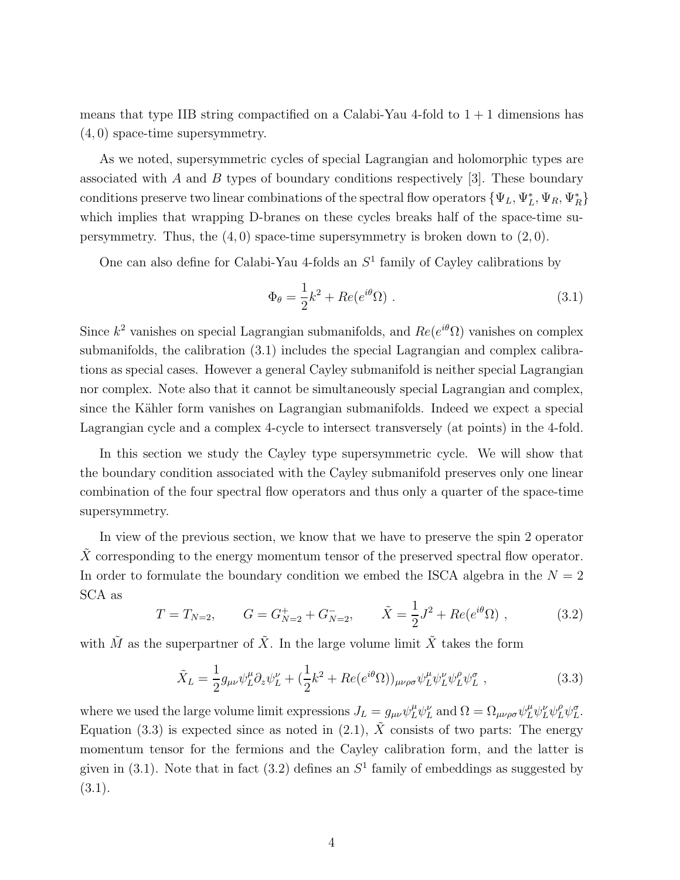means that type IIB string compactified on a Calabi-Yau 4-fold to $1+1$ dimensions has $(4,0)$ space-time supersymmetry.

As we noted, supersymmetric cycles of special Lagrangian and holomorphic types are associated with $A$ and $B$ types of boundary conditions respectively [3]. These boundary conditions preserve two linear combinations of the spectral flow operators $\{\Psi_L, \Psi_L^*, \Psi_R, \Psi_R^*\}$ which implies that wrapping D-branes on these cycles breaks half of the space-time supersymmetry. Thus, the $(4,0)$ space-time supersymmetry is broken down to $(2,0)$.

One can also define for Calabi-Yau 4-folds an $S^1$ family of Cayley calibrations by

$$\Phi_\theta = \frac{1}{2}k^2 + Re(e^{i\theta}\Omega) \ . \tag{3.1}$$

Since $k^2$ vanishes on special Lagrangian submanifolds, and $Re(e^{i\theta}\Omega)$ vanishes on complex submanifolds, the calibration (3.1) includes the special Lagrangian and complex calibrations as special cases. However a general Cayley submanifold is neither special Lagrangian nor complex. Note also that it cannot be simultaneously special Lagrangian and complex, since the Kähler form vanishes on Lagrangian submanifolds. Indeed we expect a special Lagrangian cycle and a complex 4-cycle to intersect transversely (at points) in the 4-fold.

In this section we study the Cayley type supersymmetric cycle. We will show that the boundary condition associated with the Cayley submanifold preserves only one linear combination of the four spectral flow operators and thus only a quarter of the space-time supersymmetry.

In view of the previous section, we know that we have to preserve the spin 2 operator $\tilde{X}$ corresponding to the energy momentum tensor of the preserved spectral flow operator. In order to formulate the boundary condition we embed the ISCA algebra in the $N=2$ SCA as

$$T = T_{N=2}, \qquad G = G^+_{N=2} + G^-_{N=2}, \qquad \tilde{X} = \frac{1}{2}J^2 + Re(e^{i\theta}\Omega) \ , \tag{3.2}$$

with $\tilde{M}$ as the superpartner of $\tilde{X}$. In the large volume limit $\tilde{X}$ takes the form

$$\tilde{X}_L = \frac{1}{2}g_{\mu\nu}\psi^\mu_L\partial_z\psi^\nu_L + (\frac{1}{2}k^2 + Re(e^{i\theta}\Omega))_{\mu\nu\rho\sigma}\psi^\mu_L\psi^\nu_L\psi^\rho_L\psi^\sigma_L \ , \tag{3.3}$$

where we used the large volume limit expressions $J_L = g_{\mu\nu}\psi^\mu_L\psi^\nu_L$ and $\Omega = \Omega_{\mu\nu\rho\sigma}\psi^\mu_L\psi^\nu_L\psi^\rho_L\psi^\sigma_L$. Equation (3.3) is expected since as noted in (2.1), $\tilde{X}$ consists of two parts: The energy momentum tensor for the fermions and the Cayley calibration form, and the latter is given in (3.1). Note that in fact (3.2) defines an $S^1$ family of embeddings as suggested by (3.1).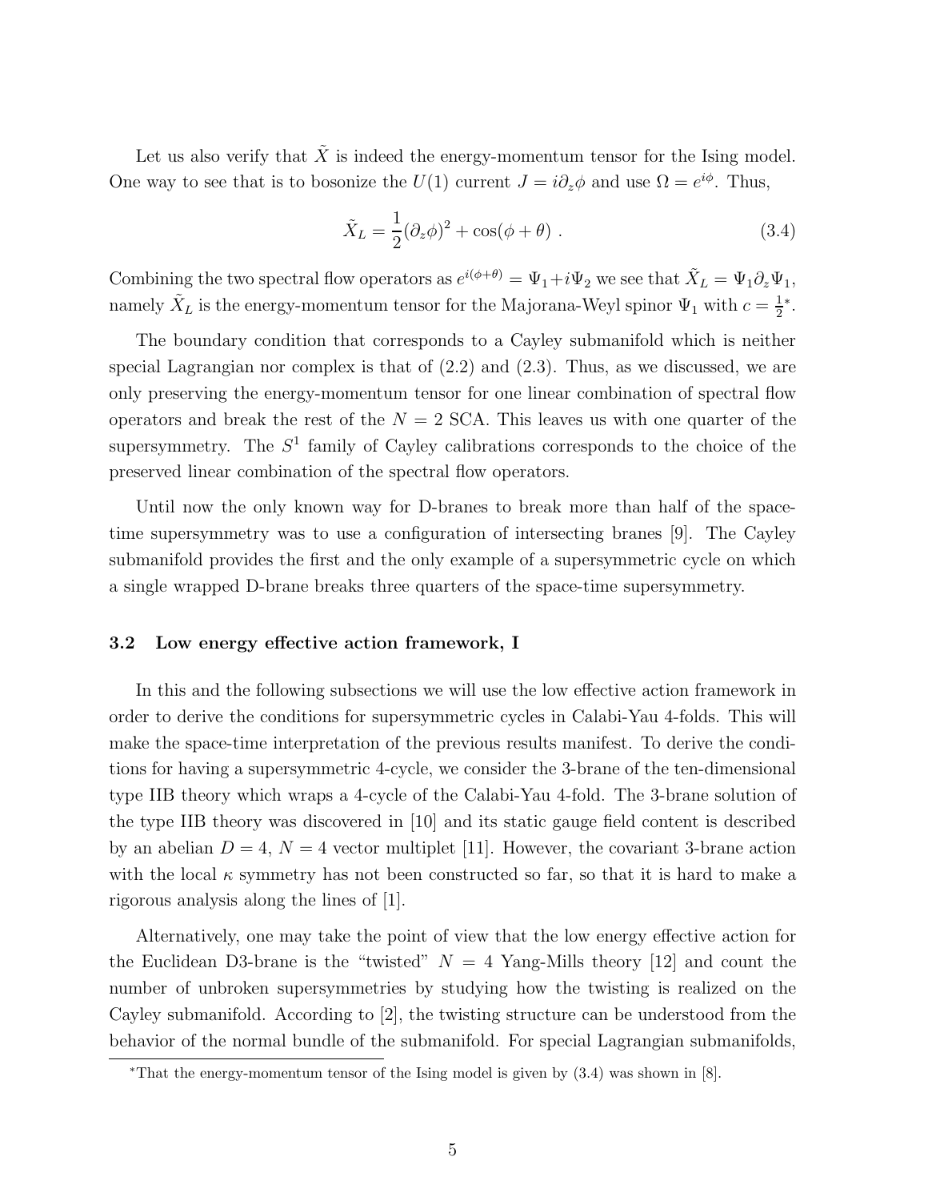Let us also verify that $\tilde{X}$ is indeed the energy-momentum tensor for the Ising model. One way to see that is to bosonize the $U(1)$ current $J = i\partial_z \phi$ and use $\Omega = e^{i\phi}$. Thus,

$$\tilde{X}_L = \frac{1}{2}(\partial_z \phi)^2 + \cos(\phi + \theta) \ . \tag{3.4}$$

Combining the two spectral flow operators as $e^{i(\phi+\theta)} = \Psi_1 + i\Psi_2$ we see that $\tilde{X}_L = \Psi_1 \partial_z \Psi_1$, namely $\tilde{X}_L$ is the energy-momentum tensor for the Majorana-Weyl spinor $\Psi_1$ with $c = \frac{1}{2}$*.

The boundary condition that corresponds to a Cayley submanifold which is neither special Lagrangian nor complex is that of (2.2) and (2.3). Thus, as we discussed, we are only preserving the energy-momentum tensor for one linear combination of spectral flow operators and break the rest of the $N = 2$ SCA. This leaves us with one quarter of the supersymmetry. The $S^1$ family of Cayley calibrations corresponds to the choice of the preserved linear combination of the spectral flow operators.

Until now the only known way for D-branes to break more than half of the space-time supersymmetry was to use a configuration of intersecting branes [9]. The Cayley submanifold provides the first and the only example of a supersymmetric cycle on which a single wrapped D-brane breaks three quarters of the space-time supersymmetry.

### 3.2 Low energy effective action framework, I

In this and the following subsections we will use the low effective action framework in order to derive the conditions for supersymmetric cycles in Calabi-Yau 4-folds. This will make the space-time interpretation of the previous results manifest. To derive the conditions for having a supersymmetric 4-cycle, we consider the 3-brane of the ten-dimensional type IIB theory which wraps a 4-cycle of the Calabi-Yau 4-fold. The 3-brane solution of the type IIB theory was discovered in [10] and its static gauge field content is described by an abelian $D = 4$, $N = 4$ vector multiplet [11]. However, the covariant 3-brane action with the local $\kappa$ symmetry has not been constructed so far, so that it is hard to make a rigorous analysis along the lines of [1].

Alternatively, one may take the point of view that the low energy effective action for the Euclidean D3-brane is the "twisted" $N = 4$ Yang-Mills theory [12] and count the number of unbroken supersymmetries by studying how the twisting is realized on the Cayley submanifold. According to [2], the twisting structure can be understood from the behavior of the normal bundle of the submanifold. For special Lagrangian submanifolds,

*That the energy-momentum tensor of the Ising model is given by (3.4) was shown in [8].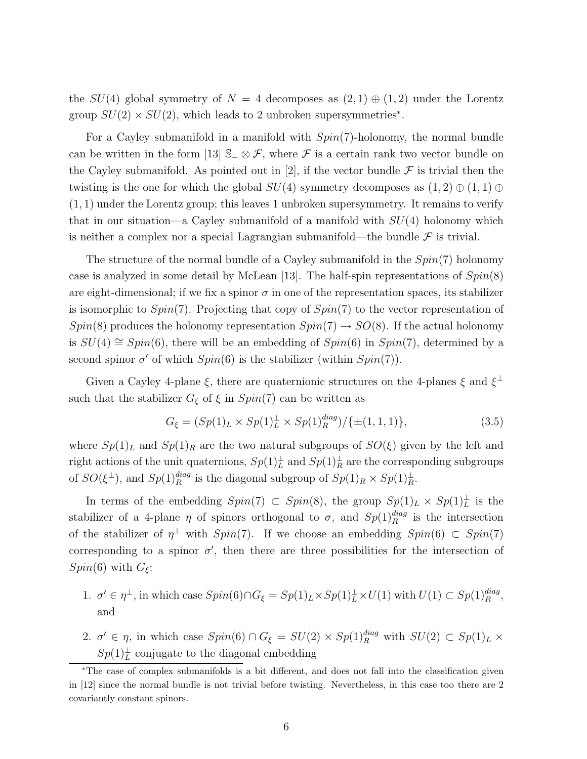the $SU(4)$ global symmetry of $N = 4$ decomposes as $(2,1) \oplus (1,2)$ under the Lorentz group $SU(2) \times SU(2)$, which leads to 2 unbroken supersymmetries*.

For a Cayley submanifold in a manifold with $Spin(7)$-holonomy, the normal bundle can be written in the form [13] $\mathbb{S}_- \otimes \mathcal{F}$, where $\mathcal{F}$ is a certain rank two vector bundle on the Cayley submanifold. As pointed out in [2], if the vector bundle $\mathcal{F}$ is trivial then the twisting is the one for which the global $SU(4)$ symmetry decomposes as $(1,2) \oplus (1,1) \oplus (1,1)$ under the Lorentz group; this leaves 1 unbroken supersymmetry. It remains to verify that in our situation—a Cayley submanifold of a manifold with $SU(4)$ holonomy which is neither a complex nor a special Lagrangian submanifold—the bundle $\mathcal{F}$ is trivial.

The structure of the normal bundle of a Cayley submanifold in the $Spin(7)$ holonomy case is analyzed in some detail by McLean [13]. The half-spin representations of $Spin(8)$ are eight-dimensional; if we fix a spinor $\sigma$ in one of the representation spaces, its stabilizer is isomorphic to $Spin(7)$. Projecting that copy of $Spin(7)$ to the vector representation of $Spin(8)$ produces the holonomy representation $Spin(7) \to SO(8)$. If the actual holonomy is $SU(4) \cong Spin(6)$, there will be an embedding of $Spin(6)$ in $Spin(7)$, determined by a second spinor $\sigma'$ of which $Spin(6)$ is the stabilizer (within $Spin(7)$).

Given a Cayley 4-plane $\xi$, there are quaternionic structures on the 4-planes $\xi$ and $\xi^\perp$ such that the stabilizer $G_\xi$ of $\xi$ in $Spin(7)$ can be written as

$$G_\xi = (Sp(1)_L \times Sp(1)_L^\perp \times Sp(1)_R^{diag})/\{\pm(1,1,1)\}, \tag{3.5}$$

where $Sp(1)_L$ and $Sp(1)_R$ are the two natural subgroups of $SO(\xi)$ given by the left and right actions of the unit quaternions, $Sp(1)_L^\perp$ and $Sp(1)_R^\perp$ are the corresponding subgroups of $SO(\xi^\perp)$, and $Sp(1)_R^{diag}$ is the diagonal subgroup of $Sp(1)_R \times Sp(1)_R^\perp$.

In terms of the embedding $Spin(7) \subset Spin(8)$, the group $Sp(1)_L \times Sp(1)_L^\perp$ is the stabilizer of a 4-plane $\eta$ of spinors orthogonal to $\sigma$, and $Sp(1)_R^{diag}$ is the intersection of the stabilizer of $\eta^\perp$ with $Spin(7)$. If we choose an embedding $Spin(6) \subset Spin(7)$ corresponding to a spinor $\sigma'$, then there are three possibilities for the intersection of $Spin(6)$ with $G_\xi$:

1. $\sigma' \in \eta^\perp$, in which case $Spin(6) \cap G_\xi = Sp(1)_L \times Sp(1)_L^\perp \times U(1)$ with $U(1) \subset Sp(1)_R^{diag}$, and
2. $\sigma' \in \eta$, in which case $Spin(6) \cap G_\xi = SU(2) \times Sp(1)_R^{diag}$ with $SU(2) \subset Sp(1)_L \times Sp(1)_L^\perp$ conjugate to the diagonal embedding

*The case of complex submanifolds is a bit different, and does not fall into the classification given in [12] since the normal bundle is not trivial before twisting. Nevertheless, in this case too there are 2 covariantly constant spinors.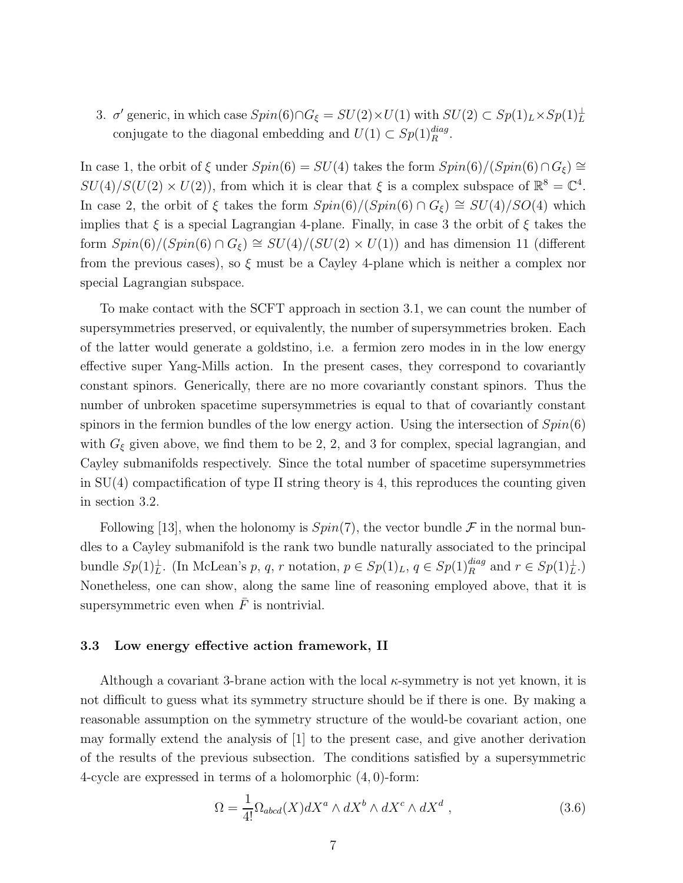3. $\sigma'$ generic, in which case $Spin(6)\cap G_\xi = SU(2)\times U(1)$ with $SU(2)\subset Sp(1)_L\times Sp(1)_L^\perp$ conjugate to the diagonal embedding and $U(1)\subset Sp(1)_R^{diag}$.

In case 1, the orbit of $\xi$ under $Spin(6) = SU(4)$ takes the form $Spin(6)/(Spin(6)\cap G_\xi)\cong SU(4)/S(U(2)\times U(2))$, from which it is clear that $\xi$ is a complex subspace of $\mathbb{R}^8 = \mathbb{C}^4$. In case 2, the orbit of $\xi$ takes the form $Spin(6)/(Spin(6)\cap G_\xi)\cong SU(4)/SO(4)$ which implies that $\xi$ is a special Lagrangian 4-plane. Finally, in case 3 the orbit of $\xi$ takes the form $Spin(6)/(Spin(6)\cap G_\xi)\cong SU(4)/(SU(2)\times U(1))$ and has dimension 11 (different from the previous cases), so $\xi$ must be a Cayley 4-plane which is neither a complex nor special Lagrangian subspace.

To make contact with the SCFT approach in section 3.1, we can count the number of supersymmetries preserved, or equivalently, the number of supersymmetries broken. Each of the latter would generate a goldstino, i.e. a fermion zero modes in in the low energy effective super Yang-Mills action. In the present cases, they correspond to covariantly constant spinors. Generically, there are no more covariantly constant spinors. Thus the number of unbroken spacetime supersymmetries is equal to that of covariantly constant spinors in the fermion bundles of the low energy action. Using the intersection of $Spin(6)$ with $G_\xi$ given above, we find them to be 2, 2, and 3 for complex, special lagrangian, and Cayley submanifolds respectively. Since the total number of spacetime supersymmetries in SU(4) compactification of type II string theory is 4, this reproduces the counting given in section 3.2.

Following [13], when the holonomy is $Spin(7)$, the vector bundle $\mathcal{F}$ in the normal bundles to a Cayley submanifold is the rank two bundle naturally associated to the principal bundle $Sp(1)_L^\perp$. (In McLean's $p$, $q$, $r$ notation, $p\in Sp(1)_L$, $q\in Sp(1)_R^{diag}$ and $r\in Sp(1)_L^\perp$.) Nonetheless, one can show, along the same line of reasoning employed above, that it is supersymmetric even when $\bar{F}$ is nontrivial.

### 3.3 Low energy effective action framework, II

Although a covariant 3-brane action with the local $\kappa$-symmetry is not yet known, it is not difficult to guess what its symmetry structure should be if there is one. By making a reasonable assumption on the symmetry structure of the would-be covariant action, one may formally extend the analysis of [1] to the present case, and give another derivation of the results of the previous subsection. The conditions satisfied by a supersymmetric 4-cycle are expressed in terms of a holomorphic $(4,0)$-form:

$$\Omega = \frac{1}{4!}\Omega_{abcd}(X)dX^a\wedge dX^b\wedge dX^c\wedge dX^d\ , \tag{3.6}$$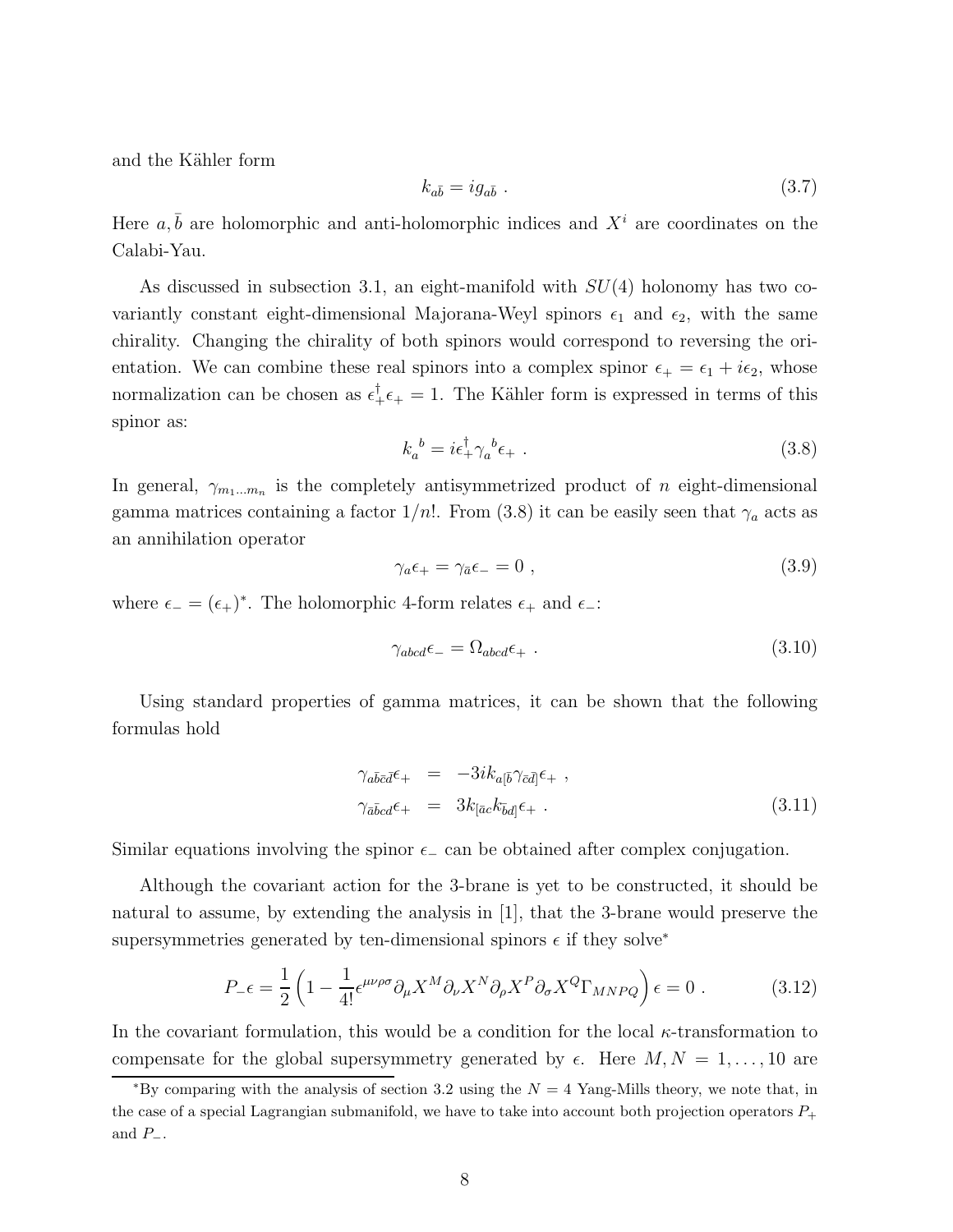and the Kähler form

$$k_{a\bar{b}} = i g_{a\bar{b}} \ . \tag{3.7}$$

Here $a, \bar{b}$ are holomorphic and anti-holomorphic indices and $X^i$ are coordinates on the Calabi-Yau.

As discussed in subsection 3.1, an eight-manifold with $SU(4)$ holonomy has two covariantly constant eight-dimensional Majorana-Weyl spinors $\epsilon_1$ and $\epsilon_2$, with the same chirality. Changing the chirality of both spinors would correspond to reversing the orientation. We can combine these real spinors into a complex spinor $\epsilon_+ = \epsilon_1 + i\epsilon_2$, whose normalization can be chosen as $\epsilon_+^\dagger \epsilon_+ = 1$. The Kähler form is expressed in terms of this spinor as:

$$k_a{}^b = i\epsilon_+^\dagger \gamma_a{}^b \epsilon_+ \ . \tag{3.8}$$

In general, $\gamma_{m_1 \ldots m_n}$ is the completely antisymmetrized product of $n$ eight-dimensional gamma matrices containing a factor $1/n!$. From (3.8) it can be easily seen that $\gamma_a$ acts as an annihilation operator

$$\gamma_a \epsilon_+ = \gamma_{\bar{a}} \epsilon_- = 0 \ , \tag{3.9}$$

where $\epsilon_- = (\epsilon_+)^*$. The holomorphic 4-form relates $\epsilon_+$ and $\epsilon_-$:

$$\gamma_{abcd} \epsilon_- = \Omega_{abcd} \epsilon_+ \ . \tag{3.10}$$

Using standard properties of gamma matrices, it can be shown that the following formulas hold

$$\begin{aligned} \gamma_{a\bar{b}\bar{c}\bar{d}} \epsilon_+ &= -3ik_{a[\bar{b}} \gamma_{\bar{c}\bar{d}]} \epsilon_+ \ , \\ \gamma_{\bar{a}\bar{b}cd} \epsilon_+ &= 3k_{[\bar{a}c} k_{\bar{b}d]} \epsilon_+ \ . \end{aligned} \tag{3.11}$$

Similar equations involving the spinor $\epsilon_-$ can be obtained after complex conjugation.

Although the covariant action for the 3-brane is yet to be constructed, it should be natural to assume, by extending the analysis in [1], that the 3-brane would preserve the supersymmetries generated by ten-dimensional spinors $\epsilon$ if they solve*

$$P_- \epsilon = \frac{1}{2} \left( 1 - \frac{1}{4!} \epsilon^{\mu\nu\rho\sigma} \partial_\mu X^M \partial_\nu X^N \partial_\rho X^P \partial_\sigma X^Q \Gamma_{MNPQ} \right) \epsilon = 0 \ . \tag{3.12}$$

In the covariant formulation, this would be a condition for the local $\kappa$-transformation to compensate for the global supersymmetry generated by $\epsilon$. Here $M, N = 1, \ldots, 10$ are

*By comparing with the analysis of section 3.2 using the $N = 4$ Yang-Mills theory, we note that, in the case of a special Lagrangian submanifold, we have to take into account both projection operators $P_+$ and $P_-$.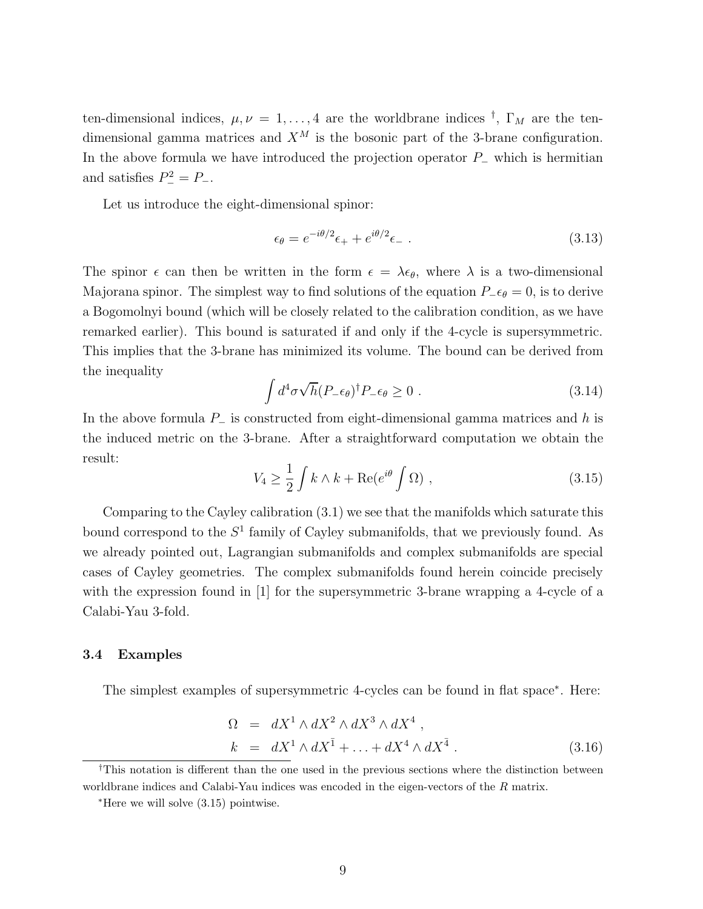ten-dimensional indices, $\mu, \nu = 1, \ldots, 4$ are the worldbrane indices [†], $\Gamma_M$ are the ten-dimensional gamma matrices and $X^M$ is the bosonic part of the 3-brane configuration. In the above formula we have introduced the projection operator $P_-$ which is hermitian and satisfies $P_-^2 = P_-$.

Let us introduce the eight-dimensional spinor:

$$\epsilon_\theta = e^{-i\theta/2}\epsilon_+ + e^{i\theta/2}\epsilon_- \ . \tag{3.13}$$

The spinor $\epsilon$ can then be written in the form $\epsilon = \lambda\epsilon_\theta$, where $\lambda$ is a two-dimensional Majorana spinor. The simplest way to find solutions of the equation $P_-\epsilon_\theta = 0$, is to derive a Bogomolnyi bound (which will be closely related to the calibration condition, as we have remarked earlier). This bound is saturated if and only if the 4-cycle is supersymmetric. This implies that the 3-brane has minimized its volume. The bound can be derived from the inequality

$$\int d^4\sigma\sqrt{h}(P_-\epsilon_\theta)^\dagger P_-\epsilon_\theta \geq 0 \ . \tag{3.14}$$

In the above formula $P_-$ is constructed from eight-dimensional gamma matrices and $h$ is the induced metric on the 3-brane. After a straightforward computation we obtain the result:

$$V_4 \geq \frac{1}{2}\int k \wedge k + \mathrm{Re}(e^{i\theta}\int \Omega) \ , \tag{3.15}$$

Comparing to the Cayley calibration (3.1) we see that the manifolds which saturate this bound correspond to the $S^1$ family of Cayley submanifolds, that we previously found. As we already pointed out, Lagrangian submanifolds and complex submanifolds are special cases of Cayley geometries. The complex submanifolds found herein coincide precisely with the expression found in [1] for the supersymmetric 3-brane wrapping a 4-cycle of a Calabi-Yau 3-fold.

### 3.4 Examples

The simplest examples of supersymmetric 4-cycles can be found in flat space[*]. Here:

$$\begin{aligned}
\Omega &= dX^1 \wedge dX^2 \wedge dX^3 \wedge dX^4 \ , \\
k &= dX^1 \wedge dX^{\bar{1}} + \ldots + dX^4 \wedge dX^{\bar{4}} \ .
\end{aligned} \tag{3.16}$$

[†]This notation is different than the one used in the previous sections where the distinction between worldbrane indices and Calabi-Yau indices was encoded in the eigen-vectors of the $R$ matrix.

[*]Here we will solve (3.15) pointwise.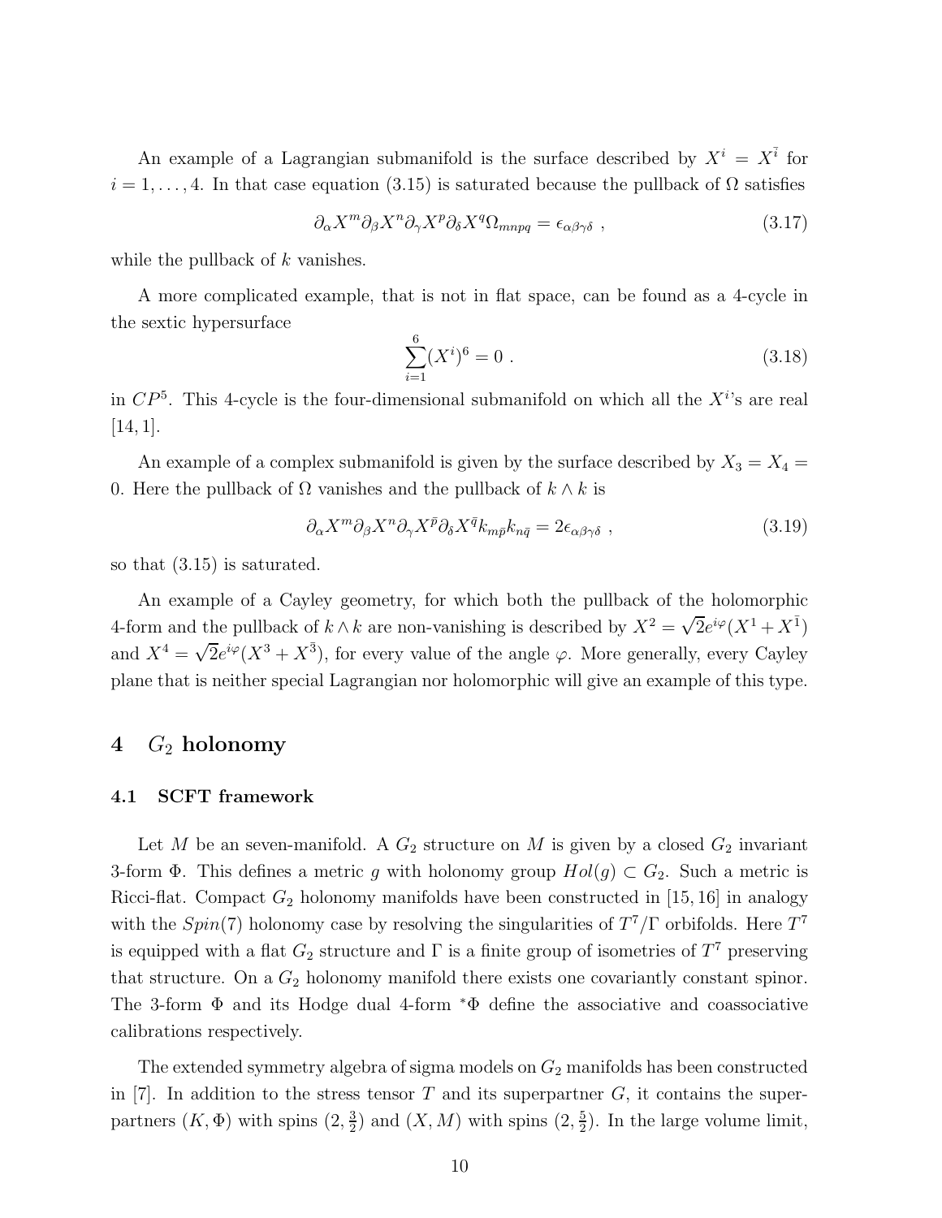An example of a Lagrangian submanifold is the surface described by $X^i = X^{\bar{i}}$ for $i = 1, \ldots, 4$. In that case equation (3.15) is saturated because the pullback of $\Omega$ satisfies

$$
\partial_\alpha X^m \partial_\beta X^n \partial_\gamma X^p \partial_\delta X^q \Omega_{mnpq} = \epsilon_{\alpha\beta\gamma\delta} \ , \tag{3.17}
$$

while the pullback of $k$ vanishes.

A more complicated example, that is not in flat space, can be found as a 4-cycle in the sextic hypersurface

$$
\sum_{i=1}^{6} (X^i)^6 = 0 \ . \tag{3.18}
$$

in $CP^5$. This 4-cycle is the four-dimensional submanifold on which all the $X^i$'s are real [14, 1].

An example of a complex submanifold is given by the surface described by $X_3 = X_4 = 0$. Here the pullback of $\Omega$ vanishes and the pullback of $k \wedge k$ is

$$
\partial_\alpha X^m \partial_\beta X^n \partial_\gamma X^{\bar{p}} \partial_\delta X^{\bar{q}} k_{m\bar{p}} k_{n\bar{q}} = 2\epsilon_{\alpha\beta\gamma\delta} \ , \tag{3.19}
$$

so that (3.15) is saturated.

An example of a Cayley geometry, for which both the pullback of the holomorphic 4-form and the pullback of $k \wedge k$ are non-vanishing is described by $X^2 = \sqrt{2} e^{i\varphi}(X^1 + X^{\bar{1}})$ and $X^4 = \sqrt{2} e^{i\varphi}(X^3 + X^{\bar{3}})$, for every value of the angle $\varphi$. More generally, every Cayley plane that is neither special Lagrangian nor holomorphic will give an example of this type.

# 4 $G_2$ holonomy

## 4.1 SCFT framework

Let $M$ be an seven-manifold. A $G_2$ structure on $M$ is given by a closed $G_2$ invariant 3-form $\Phi$. This defines a metric $g$ with holonomy group $Hol(g) \subset G_2$. Such a metric is Ricci-flat. Compact $G_2$ holonomy manifolds have been constructed in [15, 16] in analogy with the $Spin(7)$ holonomy case by resolving the singularities of $T^7/\Gamma$ orbifolds. Here $T^7$ is equipped with a flat $G_2$ structure and $\Gamma$ is a finite group of isometries of $T^7$ preserving that structure. On a $G_2$ holonomy manifold there exists one covariantly constant spinor. The 3-form $\Phi$ and its Hodge dual 4-form ${}^*\Phi$ define the associative and coassociative calibrations respectively.

The extended symmetry algebra of sigma models on $G_2$ manifolds has been constructed in [7]. In addition to the stress tensor $T$ and its superpartner $G$, it contains the superpartners $(K, \Phi)$ with spins $(2, \frac{3}{2})$ and $(X, M)$ with spins $(2, \frac{5}{2})$. In the large volume limit,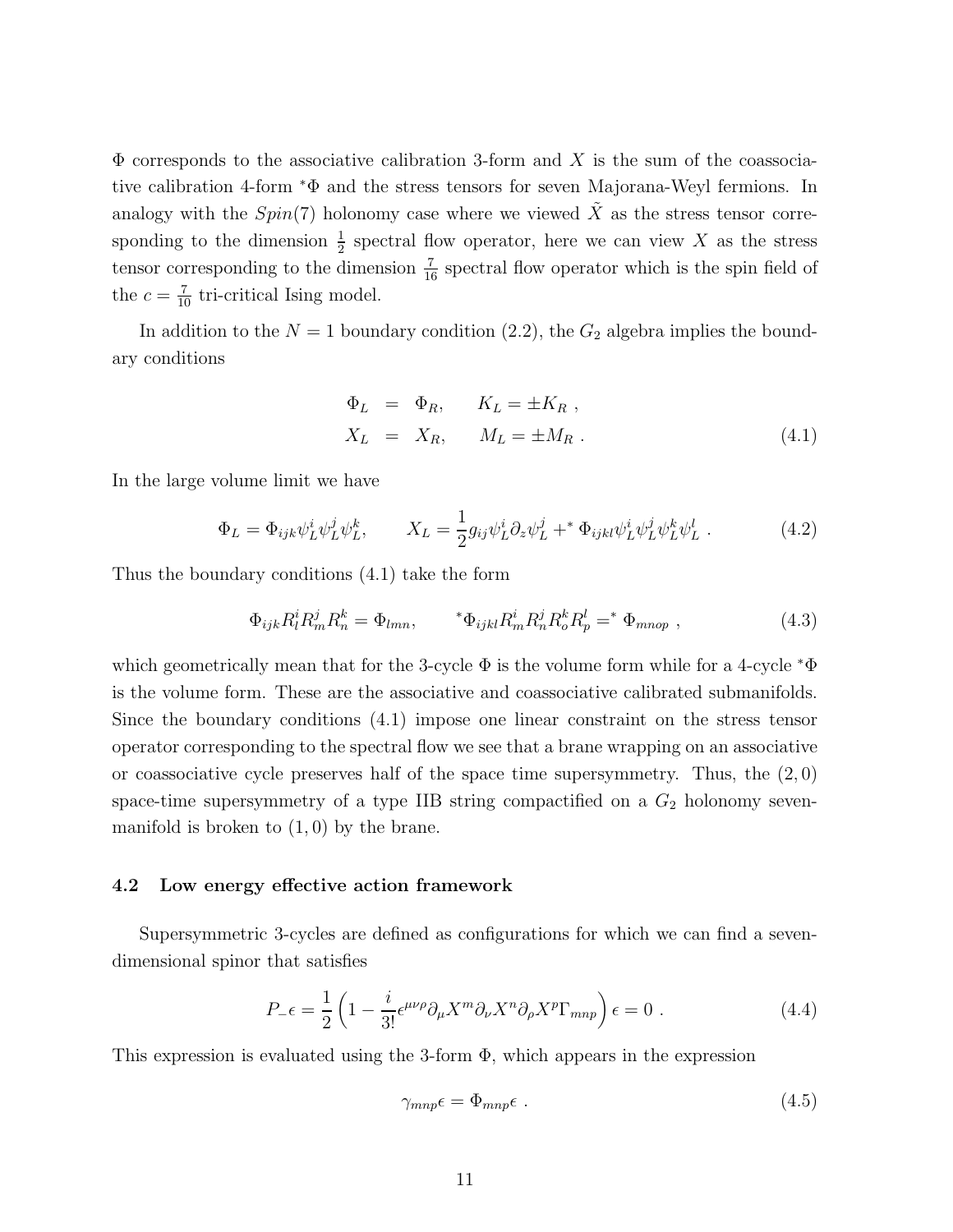$\Phi$ corresponds to the associative calibration 3-form and $X$ is the sum of the coassociative calibration 4-form ${}^*\Phi$ and the stress tensors for seven Majorana-Weyl fermions. In analogy with the $Spin(7)$ holonomy case where we viewed $\tilde{X}$ as the stress tensor corresponding to the dimension $\frac{1}{2}$ spectral flow operator, here we can view $X$ as the stress tensor corresponding to the dimension $\frac{7}{16}$ spectral flow operator which is the spin field of the $c = \frac{7}{10}$ tri-critical Ising model.

In addition to the $N = 1$ boundary condition (2.2), the $G_2$ algebra implies the boundary conditions

$$
\begin{aligned}
\Phi_L &= \Phi_R, \qquad K_L = \pm K_R \ , \\
X_L &= X_R, \qquad M_L = \pm M_R \ .
\end{aligned} \tag{4.1}
$$

In the large volume limit we have

$$
\Phi_L = \Phi_{ijk}\psi_L^i\psi_L^j\psi_L^k, \qquad X_L = \frac{1}{2}g_{ij}\psi_L^i\partial_z\psi_L^j +{}^* \Phi_{ijkl}\psi_L^i\psi_L^j\psi_L^k\psi_L^l \ . \tag{4.2}
$$

Thus the boundary conditions (4.1) take the form

$$
\Phi_{ijk}R_l^iR_m^jR_n^k = \Phi_{lmn}, \qquad {}^*\Phi_{ijkl}R_m^iR_n^jR_o^kR_p^l ={}^* \Phi_{mnop} \ , \tag{4.3}
$$

which geometrically mean that for the 3-cycle $\Phi$ is the volume form while for a 4-cycle ${}^*\Phi$ is the volume form. These are the associative and coassociative calibrated submanifolds. Since the boundary conditions (4.1) impose one linear constraint on the stress tensor operator corresponding to the spectral flow we see that a brane wrapping on an associative or coassociative cycle preserves half of the space time supersymmetry. Thus, the $(2, 0)$ space-time supersymmetry of a type IIB string compactified on a $G_2$ holonomy seven-manifold is broken to $(1, 0)$ by the brane.

### 4.2 Low energy effective action framework

Supersymmetric 3-cycles are defined as configurations for which we can find a seven-dimensional spinor that satisfies

$$
P_-\epsilon = \frac{1}{2}\left(1 - \frac{i}{3!}\epsilon^{\mu\nu\rho}\partial_\mu X^m\partial_\nu X^n\partial_\rho X^p\Gamma_{mnp}\right)\epsilon = 0 \ . \tag{4.4}
$$

This expression is evaluated using the 3-form $\Phi$, which appears in the expression

$$
\gamma_{mnp}\epsilon = \Phi_{mnp}\epsilon \ . \tag{4.5}
$$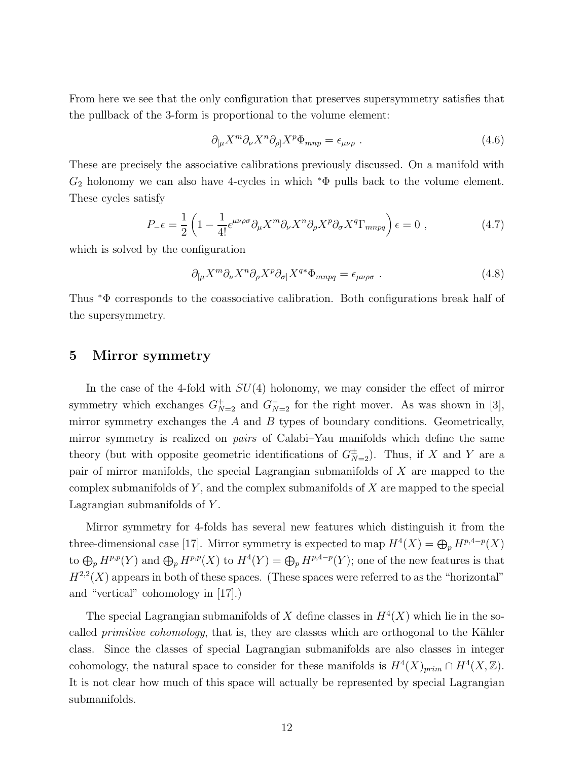From here we see that the only configuration that preserves supersymmetry satisfies that the pullback of the 3-form is proportional to the volume element:

$$\partial_{[\mu} X^m \partial_\nu X^n \partial_{\rho]} X^p \Phi_{mnp} = \epsilon_{\mu\nu\rho} \; . \tag{4.6}$$

These are precisely the associative calibrations previously discussed. On a manifold with $G_2$ holonomy we can also have 4-cycles in which ${}^*\Phi$ pulls back to the volume element. These cycles satisfy

$$P_- \epsilon = \frac{1}{2}\left(1 - \frac{1}{4!}\epsilon^{\mu\nu\rho\sigma}\partial_\mu X^m \partial_\nu X^n \partial_\rho X^p \partial_\sigma X^q \Gamma_{mnpq}\right)\epsilon = 0 \; , \tag{4.7}$$

which is solved by the configuration

$$\partial_{[\mu} X^m \partial_\nu X^n \partial_\rho X^p \partial_{\sigma]} X^{q*} \Phi_{mnpq} = \epsilon_{\mu\nu\rho\sigma} \; . \tag{4.8}$$

Thus ${}^*\Phi$ corresponds to the coassociative calibration. Both configurations break half of the supersymmetry.

## 5 Mirror symmetry

In the case of the 4-fold with $SU(4)$ holonomy, we may consider the effect of mirror symmetry which exchanges $G^+_{N=2}$ and $G^-_{N=2}$ for the right mover. As was shown in [3], mirror symmetry exchanges the $A$ and $B$ types of boundary conditions. Geometrically, mirror symmetry is realized on *pairs* of Calabi–Yau manifolds which define the same theory (but with opposite geometric identifications of $G^\pm_{N=2}$). Thus, if $X$ and $Y$ are a pair of mirror manifolds, the special Lagrangian submanifolds of $X$ are mapped to the complex submanifolds of $Y$, and the complex submanifolds of $X$ are mapped to the special Lagrangian submanifolds of $Y$.

Mirror symmetry for 4-folds has several new features which distinguish it from the three-dimensional case [17]. Mirror symmetry is expected to map $H^4(X) = \bigoplus_p H^{p,4-p}(X)$ to $\bigoplus_p H^{p,p}(Y)$ and $\bigoplus_p H^{p,p}(X)$ to $H^4(Y) = \bigoplus_p H^{p,4-p}(Y)$; one of the new features is that $H^{2,2}(X)$ appears in both of these spaces. (These spaces were referred to as the "horizontal" and "vertical" cohomology in [17].)

The special Lagrangian submanifolds of $X$ define classes in $H^4(X)$ which lie in the so-called *primitive cohomology*, that is, they are classes which are orthogonal to the Kähler class. Since the classes of special Lagrangian submanifolds are also classes in integer cohomology, the natural space to consider for these manifolds is $H^4(X)_{prim} \cap H^4(X, \mathbb{Z})$. It is not clear how much of this space will actually be represented by special Lagrangian submanifolds.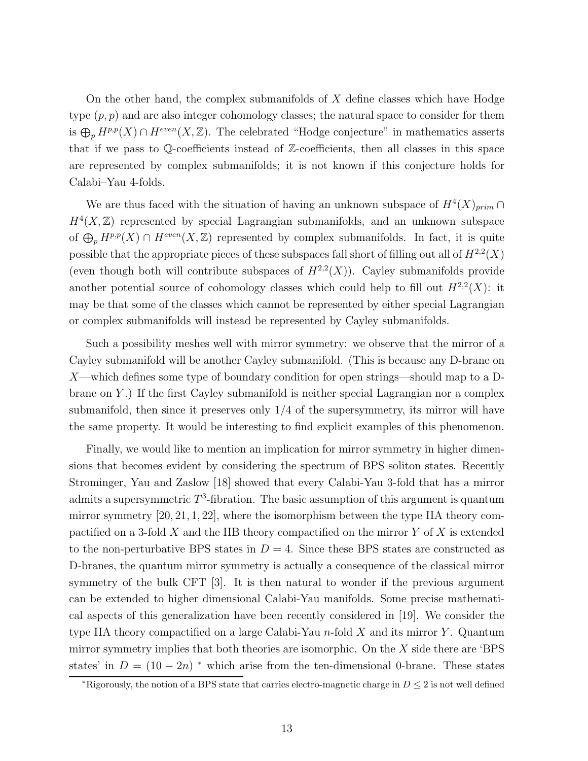On the other hand, the complex submanifolds of $X$ define classes which have Hodge type $(p,p)$ and are also integer cohomology classes; the natural space to consider for them is $\bigoplus_p H^{p,p}(X) \cap H^{even}(X,\mathbb{Z})$. The celebrated "Hodge conjecture" in mathematics asserts that if we pass to $\mathbb{Q}$-coefficients instead of $\mathbb{Z}$-coefficients, then all classes in this space are represented by complex submanifolds; it is not known if this conjecture holds for Calabi–Yau 4-folds.

We are thus faced with the situation of having an unknown subspace of $H^4(X)_{prim} \cap H^4(X,\mathbb{Z})$ represented by special Lagrangian submanifolds, and an unknown subspace of $\bigoplus_p H^{p,p}(X) \cap H^{even}(X,\mathbb{Z})$ represented by complex submanifolds. In fact, it is quite possible that the appropriate pieces of these subspaces fall short of filling out all of $H^{2,2}(X)$ (even though both will contribute subspaces of $H^{2,2}(X)$). Cayley submanifolds provide another potential source of cohomology classes which could help to fill out $H^{2,2}(X)$: it may be that some of the classes which cannot be represented by either special Lagrangian or complex submanifolds will instead be represented by Cayley submanifolds.

Such a possibility meshes well with mirror symmetry: we observe that the mirror of a Cayley submanifold will be another Cayley submanifold. (This is because any D-brane on $X$—which defines some type of boundary condition for open strings—should map to a D-brane on $Y$.) If the first Cayley submanifold is neither special Lagrangian nor a complex submanifold, then since it preserves only $1/4$ of the supersymmetry, its mirror will have the same property. It would be interesting to find explicit examples of this phenomenon.

Finally, we would like to mention an implication for mirror symmetry in higher dimensions that becomes evident by considering the spectrum of BPS soliton states. Recently Strominger, Yau and Zaslow [18] showed that every Calabi-Yau 3-fold that has a mirror admits a supersymmetric $T^3$-fibration. The basic assumption of this argument is quantum mirror symmetry [20, 21, 1, 22], where the isomorphism between the type IIA theory compactified on a 3-fold $X$ and the IIB theory compactified on the mirror $Y$ of $X$ is extended to the non-perturbative BPS states in $D = 4$. Since these BPS states are constructed as D-branes, the quantum mirror symmetry is actually a consequence of the classical mirror symmetry of the bulk CFT [3]. It is then natural to wonder if the previous argument can be extended to higher dimensional Calabi-Yau manifolds. Some precise mathematical aspects of this generalization have been recently considered in [19]. We consider the type IIA theory compactified on a large Calabi-Yau $n$-fold $X$ and its mirror $Y$. Quantum mirror symmetry implies that both theories are isomorphic. On the $X$ side there are 'BPS states' in $D = (10 - 2n)$ * which arise from the ten-dimensional 0-brane. These states

*Rigorously, the notion of a BPS state that carries electro-magnetic charge in $D \leq 2$ is not well defined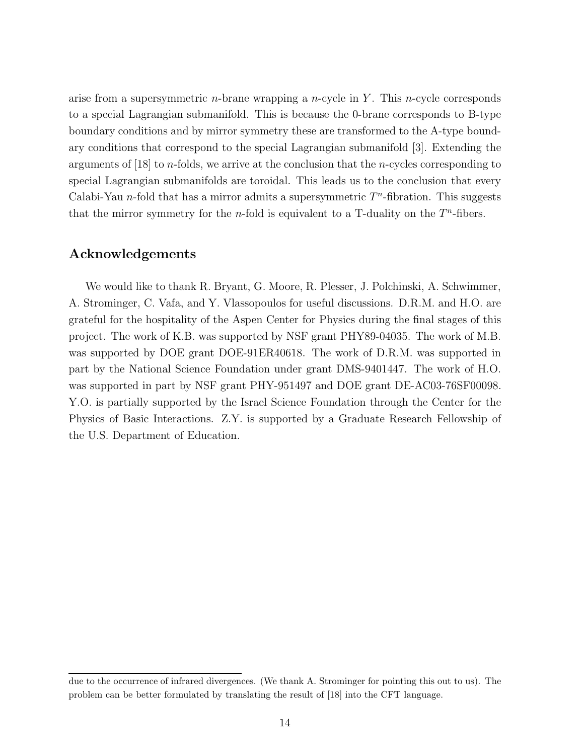arise from a supersymmetric $n$-brane wrapping a $n$-cycle in $Y$. This $n$-cycle corresponds to a special Lagrangian submanifold. This is because the 0-brane corresponds to B-type boundary conditions and by mirror symmetry these are transformed to the A-type boundary conditions that correspond to the special Lagrangian submanifold [3]. Extending the arguments of [18] to $n$-folds, we arrive at the conclusion that the $n$-cycles corresponding to special Lagrangian submanifolds are toroidal. This leads us to the conclusion that every Calabi-Yau $n$-fold that has a mirror admits a supersymmetric $T^n$-fibration. This suggests that the mirror symmetry for the $n$-fold is equivalent to a T-duality on the $T^n$-fibers.

## Acknowledgements

We would like to thank R. Bryant, G. Moore, R. Plesser, J. Polchinski, A. Schwimmer, A. Strominger, C. Vafa, and Y. Vlassopoulos for useful discussions. D.R.M. and H.O. are grateful for the hospitality of the Aspen Center for Physics during the final stages of this project. The work of K.B. was supported by NSF grant PHY89-04035. The work of M.B. was supported by DOE grant DOE-91ER40618. The work of D.R.M. was supported in part by the National Science Foundation under grant DMS-9401447. The work of H.O. was supported in part by NSF grant PHY-951497 and DOE grant DE-AC03-76SF00098. Y.O. is partially supported by the Israel Science Foundation through the Center for the Physics of Basic Interactions. Z.Y. is supported by a Graduate Research Fellowship of the U.S. Department of Education.

---

due to the occurrence of infrared divergences. (We thank A. Strominger for pointing this out to us). The problem can be better formulated by translating the result of [18] into the CFT language.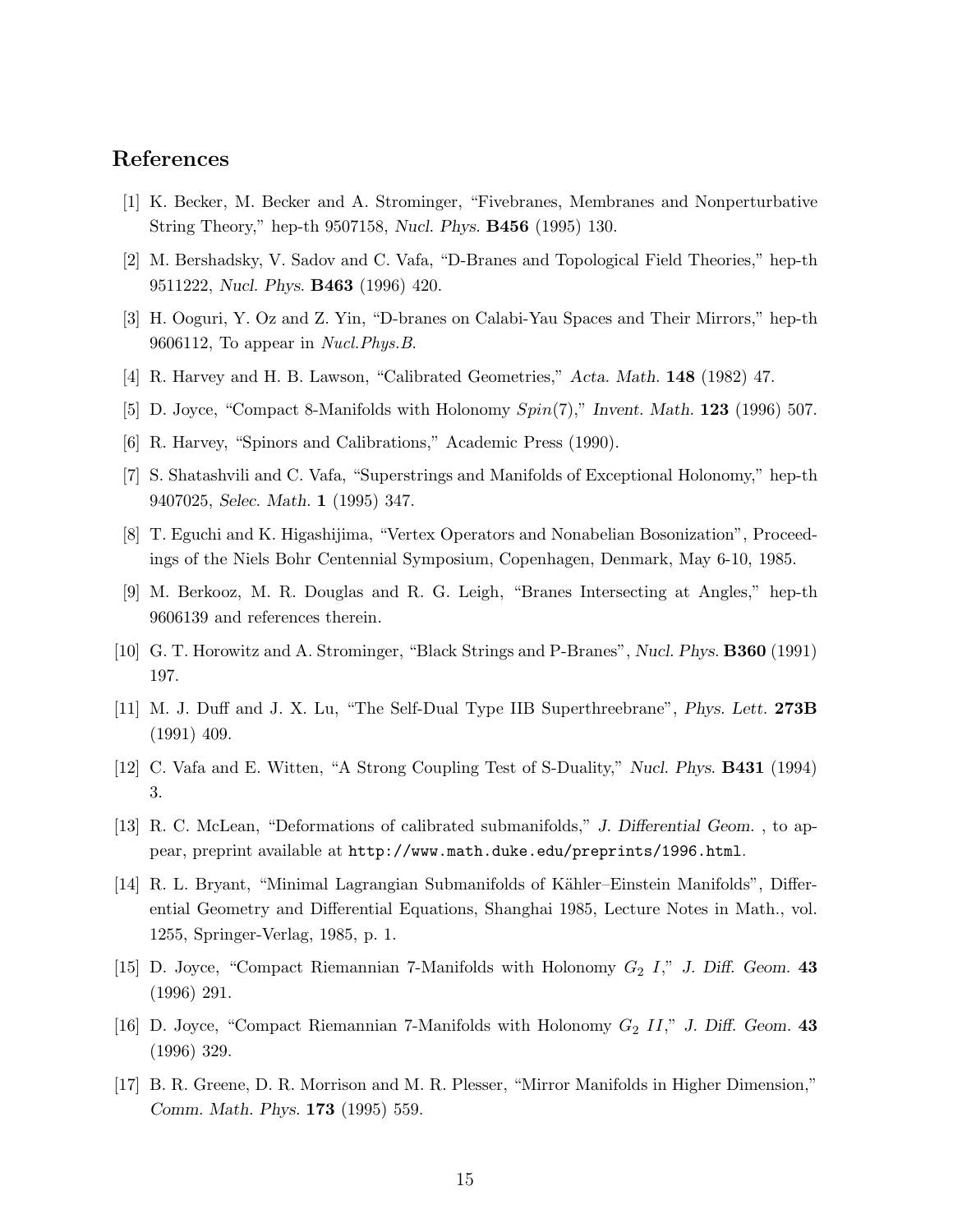## References

[1] K. Becker, M. Becker and A. Strominger, "Fivebranes, Membranes and Nonperturbative String Theory," hep-th 9507158, *Nucl. Phys.* **B456** (1995) 130.

[2] M. Bershadsky, V. Sadov and C. Vafa, "D-Branes and Topological Field Theories," hep-th 9511222, *Nucl. Phys.* **B463** (1996) 420.

[3] H. Ooguri, Y. Oz and Z. Yin, "D-branes on Calabi-Yau Spaces and Their Mirrors," hep-th 9606112, To appear in *Nucl.Phys.B.*

[4] R. Harvey and H. B. Lawson, "Calibrated Geometries," *Acta. Math.* **148** (1982) 47.

[5] D. Joyce, "Compact 8-Manifolds with Holonomy $Spin(7)$," *Invent. Math.* **123** (1996) 507.

[6] R. Harvey, "Spinors and Calibrations," Academic Press (1990).

[7] S. Shatashvili and C. Vafa, "Superstrings and Manifolds of Exceptional Holonomy," hep-th 9407025, *Selec. Math.* **1** (1995) 347.

[8] T. Eguchi and K. Higashijima, "Vertex Operators and Nonabelian Bosonization", Proceedings of the Niels Bohr Centennial Symposium, Copenhagen, Denmark, May 6-10, 1985.

[9] M. Berkooz, M. R. Douglas and R. G. Leigh, "Branes Intersecting at Angles," hep-th 9606139 and references therein.

[10] G. T. Horowitz and A. Strominger, "Black Strings and P-Branes", *Nucl. Phys.* **B360** (1991) 197.

[11] M. J. Duff and J. X. Lu, "The Self-Dual Type IIB Superthreebrane", *Phys. Lett.* **273B** (1991) 409.

[12] C. Vafa and E. Witten, "A Strong Coupling Test of S-Duality," *Nucl. Phys.* **B431** (1994) 3.

[13] R. C. McLean, "Deformations of calibrated submanifolds," *J. Differential Geom.* , to appear, preprint available at `http://www.math.duke.edu/preprints/1996.html`.

[14] R. L. Bryant, "Minimal Lagrangian Submanifolds of Kähler–Einstein Manifolds", Differential Geometry and Differential Equations, Shanghai 1985, Lecture Notes in Math., vol. 1255, Springer-Verlag, 1985, p. 1.

[15] D. Joyce, "Compact Riemannian 7-Manifolds with Holonomy $G_2$ $I$," *J. Diff. Geom.* **43** (1996) 291.

[16] D. Joyce, "Compact Riemannian 7-Manifolds with Holonomy $G_2$ $II$," *J. Diff. Geom.* **43** (1996) 329.

[17] B. R. Greene, D. R. Morrison and M. R. Plesser, "Mirror Manifolds in Higher Dimension," *Comm. Math. Phys.* **173** (1995) 559.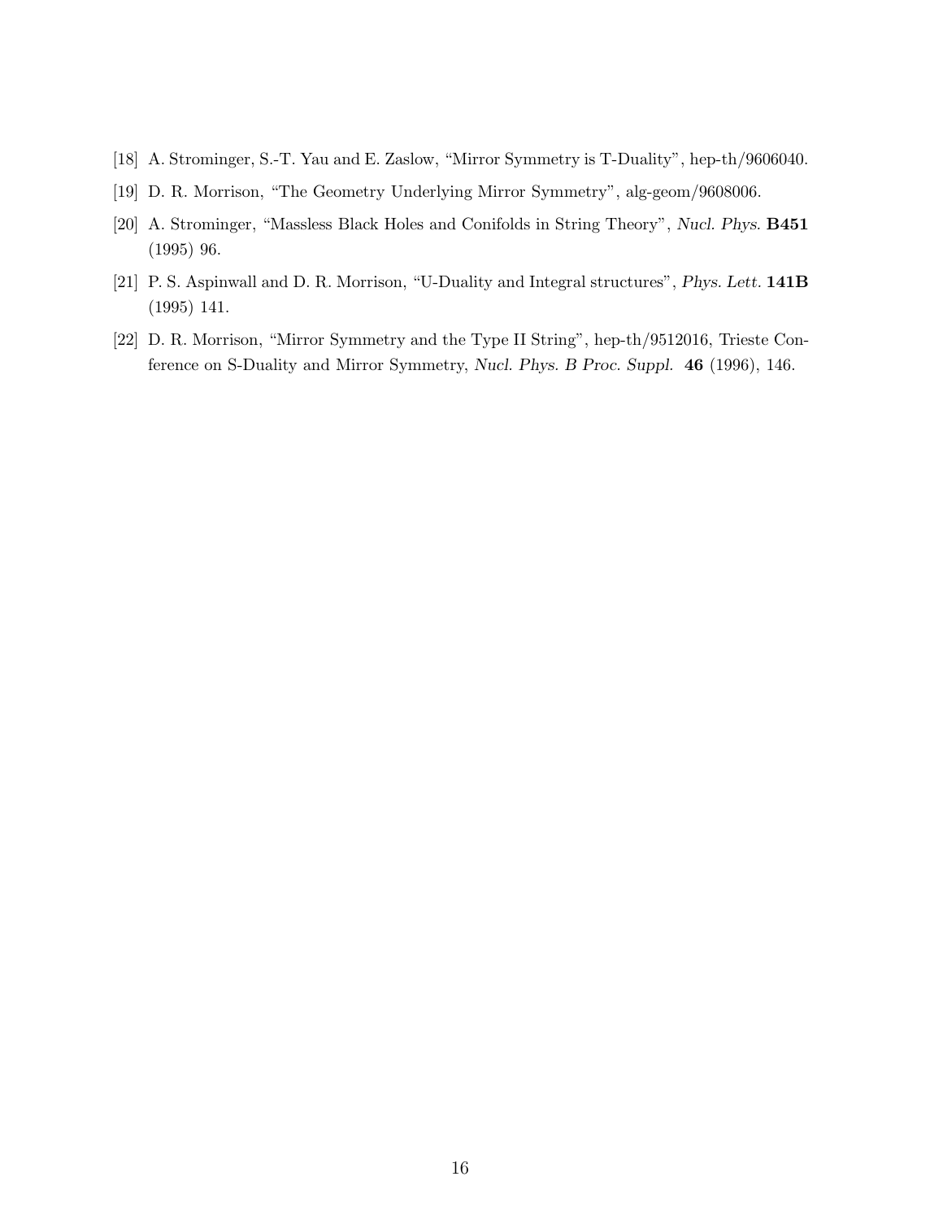[18] A. Strominger, S.-T. Yau and E. Zaslow, “Mirror Symmetry is T-Duality”, hep-th/9606040.

[19] D. R. Morrison, “The Geometry Underlying Mirror Symmetry”, alg-geom/9608006.

[20] A. Strominger, “Massless Black Holes and Conifolds in String Theory”, *Nucl. Phys.* **B451** (1995) 96.

[21] P. S. Aspinwall and D. R. Morrison, “U-Duality and Integral structures”, *Phys. Lett.* **141B** (1995) 141.

[22] D. R. Morrison, “Mirror Symmetry and the Type II String”, hep-th/9512016, Trieste Conference on S-Duality and Mirror Symmetry, *Nucl. Phys. B Proc. Suppl.* **46** (1996), 146.